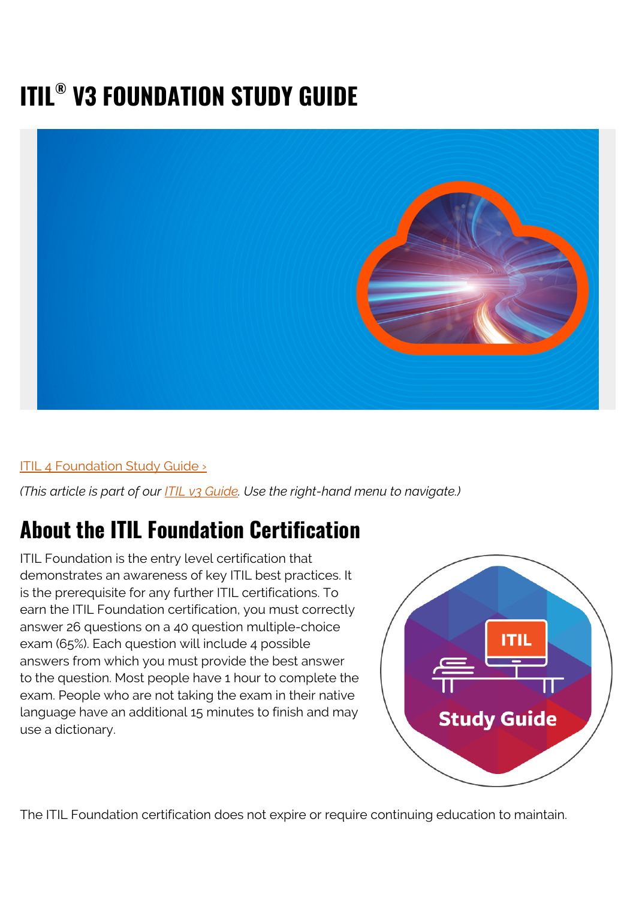# ITIL® V3 FOUNDATION STUDY GUIDE

[ITIL 4 Foundation Study Guide ›](#)

*(This article is part of our ITIL v3 Guide. Use the right-hand menu to navigate.)*

## About the ITIL Foundation Certification

ITIL Foundation is the entry level certification that demonstrates an awareness of key ITIL best practices. It is the prerequisite for any further ITIL certifications. To earn the ITIL Foundation certification, you must correctly answer 26 questions on a 40 question multiple-choice exam (65%). Each question will include 4 possible answers from which you must provide the best answer to the question. Most people have 1 hour to complete the exam. People who are not taking the exam in their native language have an additional 15 minutes to finish and may use a dictionary.

The ITIL Foundation certification does not expire or require continuing education to maintain.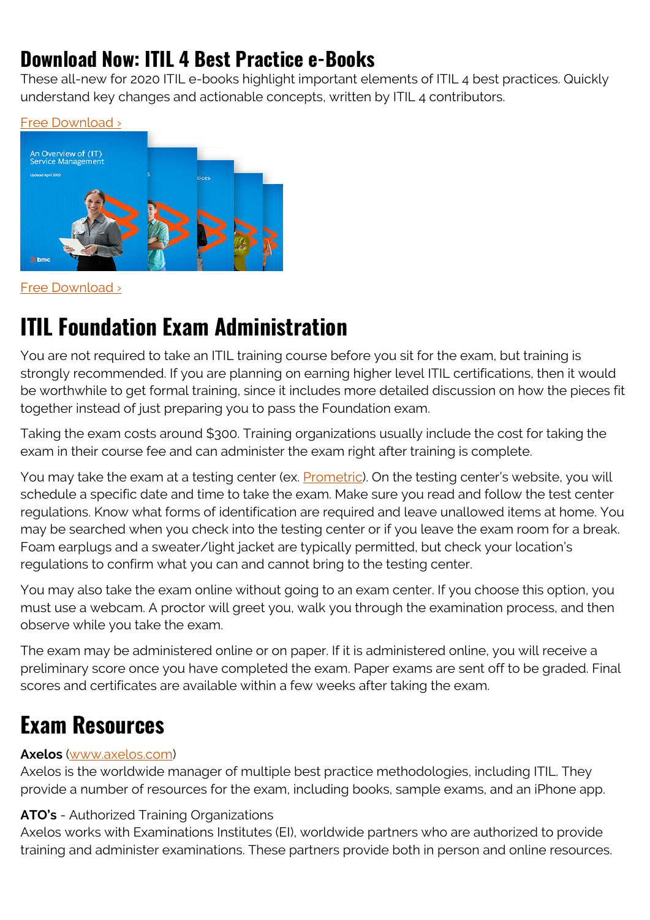## Download Now: ITIL 4 Best Practice e-Books

These all-new for 2020 ITIL e-books highlight important elements of ITIL 4 best practices. Quickly understand key changes and actionable concepts, written by ITIL 4 contributors.

Free Download ›

Free Download ›

# ITIL Foundation Exam Administration

You are not required to take an ITIL training course before you sit for the exam, but training is strongly recommended. If you are planning on earning higher level ITIL certifications, then it would be worthwhile to get formal training, since it includes more detailed discussion on how the pieces fit together instead of just preparing you to pass the Foundation exam.

Taking the exam costs around $300. Training organizations usually include the cost for taking the exam in their course fee and can administer the exam right after training is complete.

You may take the exam at a testing center (ex. Prometric). On the testing center's website, you will schedule a specific date and time to take the exam. Make sure you read and follow the test center regulations. Know what forms of identification are required and leave unallowed items at home. You may be searched when you check into the testing center or if you leave the exam room for a break. Foam earplugs and a sweater/light jacket are typically permitted, but check your location's regulations to confirm what you can and cannot bring to the testing center.

You may also take the exam online without going to an exam center. If you choose this option, you must use a webcam. A proctor will greet you, walk you through the examination process, and then observe while you take the exam.

The exam may be administered online or on paper. If it is administered online, you will receive a preliminary score once you have completed the exam. Paper exams are sent off to be graded. Final scores and certificates are available within a few weeks after taking the exam.

# Exam Resources

**Axelos** (www.axelos.com)
Axelos is the worldwide manager of multiple best practice methodologies, including ITIL. They provide a number of resources for the exam, including books, sample exams, and an iPhone app.

**ATO's** - Authorized Training Organizations
Axelos works with Examinations Institutes (EI), worldwide partners who are authorized to provide training and administer examinations. These partners provide both in person and online resources.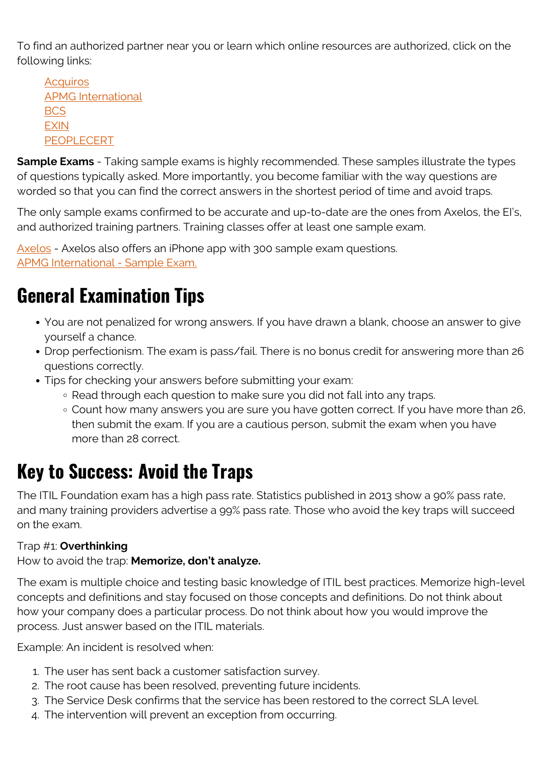To find an authorized partner near you or learn which online resources are authorized, click on the following links:

- Acquiros
- APMG International
- BCS
- EXIN
- PEOPLECERT

**Sample Exams** - Taking sample exams is highly recommended. These samples illustrate the types of questions typically asked. More importantly, you become familiar with the way questions are worded so that you can find the correct answers in the shortest period of time and avoid traps.

The only sample exams confirmed to be accurate and up-to-date are the ones from Axelos, the EI's, and authorized training partners. Training classes offer at least one sample exam.

Axelos - Axelos also offers an iPhone app with 300 sample exam questions.
APMG International - Sample Exam.

## General Examination Tips

- You are not penalized for wrong answers. If you have drawn a blank, choose an answer to give yourself a chance.
- Drop perfectionism. The exam is pass/fail. There is no bonus credit for answering more than 26 questions correctly.
- Tips for checking your answers before submitting your exam:
  - Read through each question to make sure you did not fall into any traps.
  - Count how many answers you are sure you have gotten correct. If you have more than 26, then submit the exam. If you are a cautious person, submit the exam when you have more than 28 correct.

## Key to Success: Avoid the Traps

The ITIL Foundation exam has a high pass rate. Statistics published in 2013 show a 90% pass rate, and many training providers advertise a 99% pass rate. Those who avoid the key traps will succeed on the exam.

Trap #1: **Overthinking**
How to avoid the trap: **Memorize, don't analyze.**

The exam is multiple choice and testing basic knowledge of ITIL best practices. Memorize high-level concepts and definitions and stay focused on those concepts and definitions. Do not think about how your company does a particular process. Do not think about how you would improve the process. Just answer based on the ITIL materials.

Example: An incident is resolved when:

1. The user has sent back a customer satisfaction survey.
2. The root cause has been resolved, preventing future incidents.
3. The Service Desk confirms that the service has been restored to the correct SLA level.
4. The intervention will prevent an exception from occurring.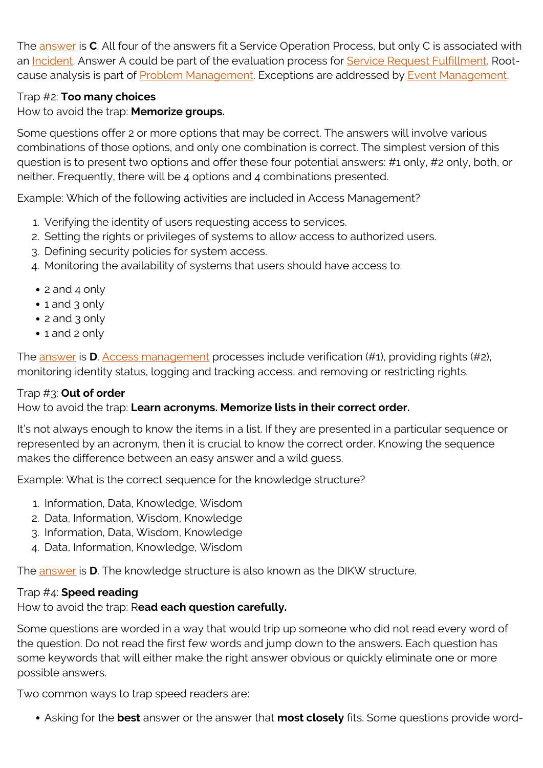The answer is **C**. All four of the answers fit a Service Operation Process, but only C is associated with an Incident. Answer A could be part of the evaluation process for Service Request Fulfillment. Root-cause analysis is part of Problem Management. Exceptions are addressed by Event Management.

Trap #2: **Too many choices**
How to avoid the trap: **Memorize groups.**

Some questions offer 2 or more options that may be correct. The answers will involve various combinations of those options, and only one combination is correct. The simplest version of this question is to present two options and offer these four potential answers: #1 only, #2 only, both, or neither. Frequently, there will be 4 options and 4 combinations presented.

Example: Which of the following activities are included in Access Management?

1. Verifying the identity of users requesting access to services.
2. Setting the rights or privileges of systems to allow access to authorized users.
3. Defining security policies for system access.
4. Monitoring the availability of systems that users should have access to.

- 2 and 4 only
- 1 and 3 only
- 2 and 3 only
- 1 and 2 only

The answer is **D**. Access management processes include verification (#1), providing rights (#2), monitoring identity status, logging and tracking access, and removing or restricting rights.

Trap #3: **Out of order**
How to avoid the trap: **Learn acronyms. Memorize lists in their correct order.**

It's not always enough to know the items in a list. If they are presented in a particular sequence or represented by an acronym, then it is crucial to know the correct order. Knowing the sequence makes the difference between an easy answer and a wild guess.

Example: What is the correct sequence for the knowledge structure?

1. Information, Data, Knowledge, Wisdom
2. Data, Information, Wisdom, Knowledge
3. Information, Data, Wisdom, Knowledge
4. Data, Information, Knowledge, Wisdom

The answer is **D**. The knowledge structure is also known as the DIKW structure.

Trap #4: **Speed reading**
How to avoid the trap: R**ead each question carefully.**

Some questions are worded in a way that would trip up someone who did not read every word of the question. Do not read the first few words and jump down to the answers. Each question has some keywords that will either make the right answer obvious or quickly eliminate one or more possible answers.

Two common ways to trap speed readers are:

- Asking for the **best** answer or the answer that **most closely** fits. Some questions provide word-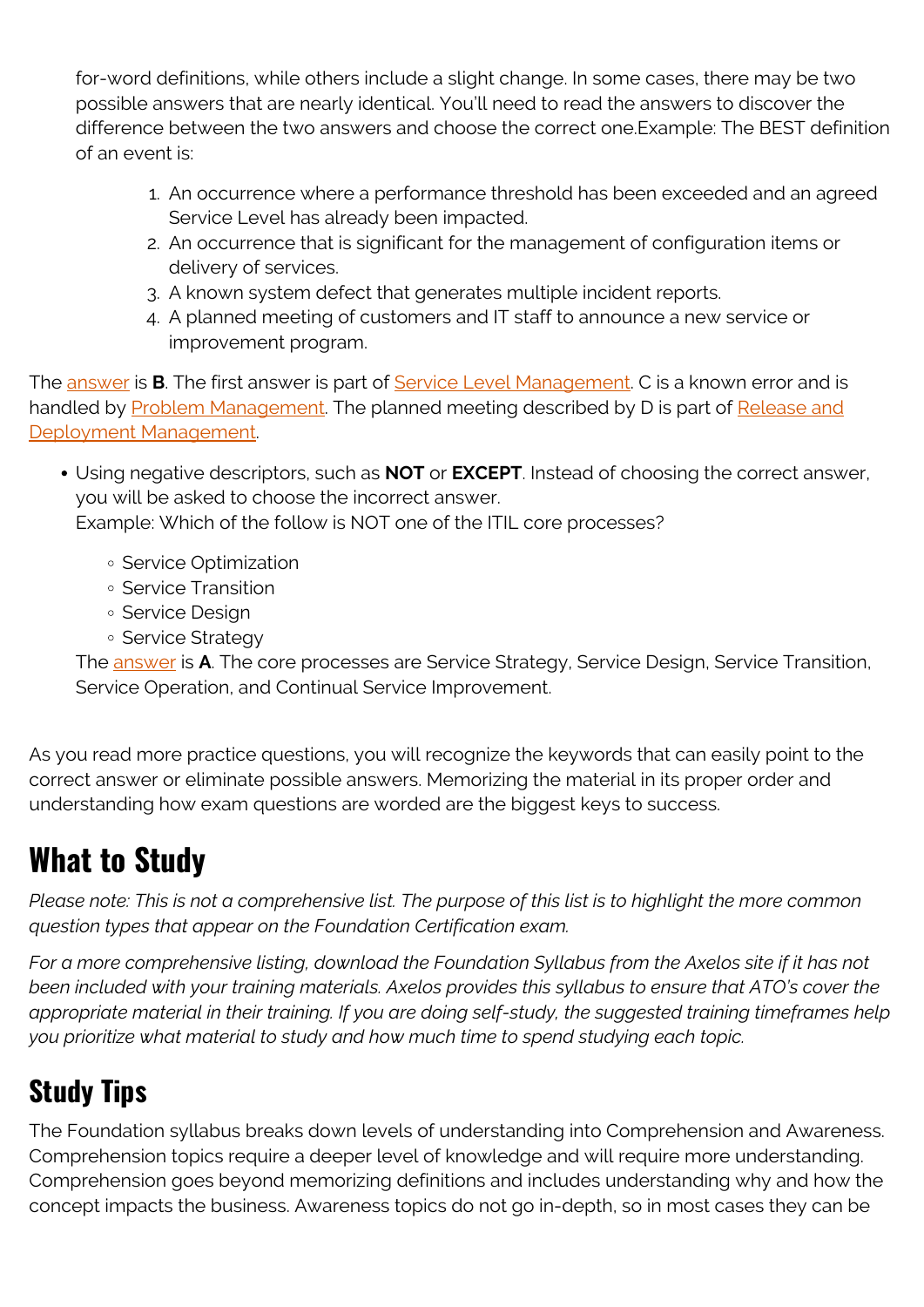for-word definitions, while others include a slight change. In some cases, there may be two possible answers that are nearly identical. You'll need to read the answers to discover the difference between the two answers and choose the correct one.Example: The BEST definition of an event is:

1. An occurrence where a performance threshold has been exceeded and an agreed Service Level has already been impacted.
2. An occurrence that is significant for the management of configuration items or delivery of services.
3. A known system defect that generates multiple incident reports.
4. A planned meeting of customers and IT staff to announce a new service or improvement program.

The answer is **B**. The first answer is part of Service Level Management. C is a known error and is handled by Problem Management. The planned meeting described by D is part of Release and Deployment Management.

- Using negative descriptors, such as **NOT** or **EXCEPT**. Instead of choosing the correct answer, you will be asked to choose the incorrect answer.
  Example: Which of the follow is NOT one of the ITIL core processes?
  - Service Optimization
  - Service Transition
  - Service Design
  - Service Strategy

  The answer is **A**. The core processes are Service Strategy, Service Design, Service Transition, Service Operation, and Continual Service Improvement.

As you read more practice questions, you will recognize the keywords that can easily point to the correct answer or eliminate possible answers. Memorizing the material in its proper order and understanding how exam questions are worded are the biggest keys to success.

# What to Study

*Please note: This is not a comprehensive list. The purpose of this list is to highlight the more common question types that appear on the Foundation Certification exam.*

*For a more comprehensive listing, download the Foundation Syllabus from the Axelos site if it has not been included with your training materials. Axelos provides this syllabus to ensure that ATO's cover the appropriate material in their training. If you are doing self-study, the suggested training timeframes help you prioritize what material to study and how much time to spend studying each topic.*

## Study Tips

The Foundation syllabus breaks down levels of understanding into Comprehension and Awareness. Comprehension topics require a deeper level of knowledge and will require more understanding. Comprehension goes beyond memorizing definitions and includes understanding why and how the concept impacts the business. Awareness topics do not go in-depth, so in most cases they can be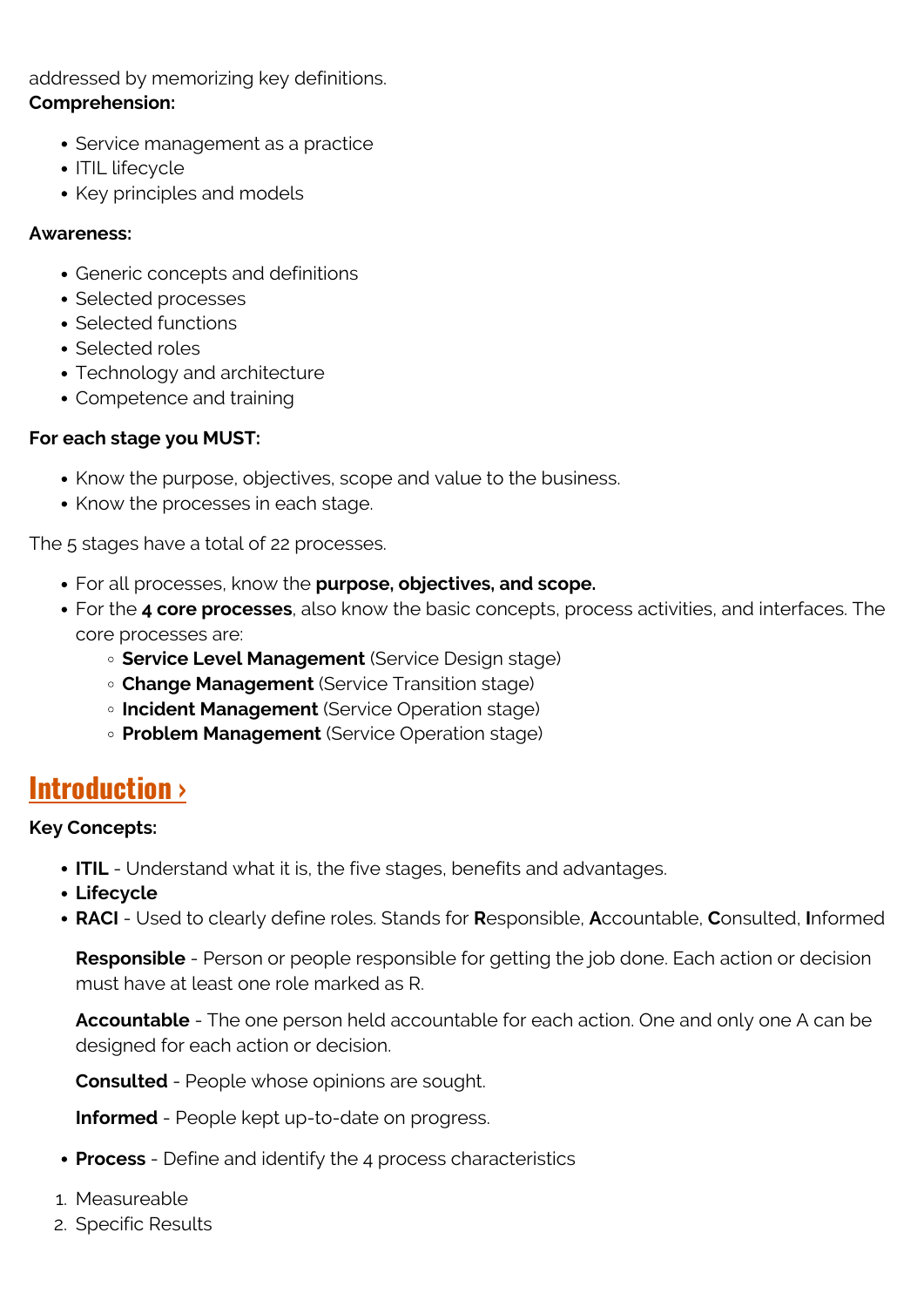addressed by memorizing key definitions.

**Comprehension:**

- Service management as a practice
- ITIL lifecycle
- Key principles and models

**Awareness:**

- Generic concepts and definitions
- Selected processes
- Selected functions
- Selected roles
- Technology and architecture
- Competence and training

**For each stage you MUST:**

- Know the purpose, objectives, scope and value to the business.
- Know the processes in each stage.

The 5 stages have a total of 22 processes.

- For all processes, know the **purpose, objectives, and scope.**
- For the **4 core processes**, also know the basic concepts, process activities, and interfaces. The core processes are:
  - **Service Level Management** (Service Design stage)
  - **Change Management** (Service Transition stage)
  - **Incident Management** (Service Operation stage)
  - **Problem Management** (Service Operation stage)

## Introduction ›

**Key Concepts:**

- **ITIL** - Understand what it is, the five stages, benefits and advantages.
- **Lifecycle**
- **RACI** - Used to clearly define roles. Stands for **R**esponsible, **A**ccountable, **C**onsulted, **I**nformed

  **Responsible** - Person or people responsible for getting the job done. Each action or decision must have at least one role marked as R.

  **Accountable** - The one person held accountable for each action. One and only one A can be designed for each action or decision.

  **Consulted** - People whose opinions are sought.

  **Informed** - People kept up-to-date on progress.

- **Process** - Define and identify the 4 process characteristics

1. Measureable
2. Specific Results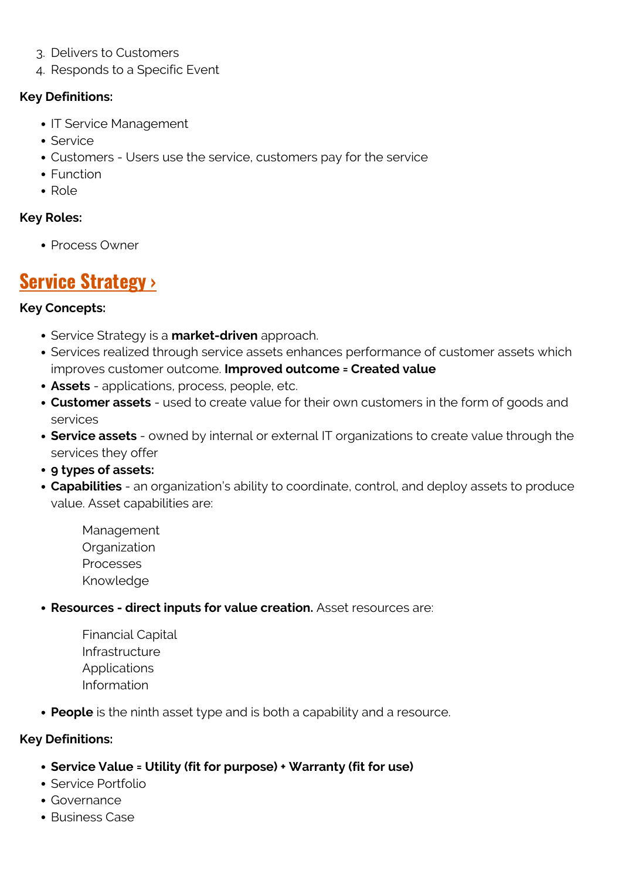3. Delivers to Customers
4. Responds to a Specific Event

**Key Definitions:**

- IT Service Management
- Service
- Customers - Users use the service, customers pay for the service
- Function
- Role

**Key Roles:**

- Process Owner

## Service Strategy ›

**Key Concepts:**

- Service Strategy is a **market-driven** approach.
- Services realized through service assets enhances performance of customer assets which improves customer outcome. **Improved outcome = Created value**
- **Assets** - applications, process, people, etc.
- **Customer assets** - used to create value for their own customers in the form of goods and services
- **Service assets** - owned by internal or external IT organizations to create value through the services they offer
- **9 types of assets:**
- **Capabilities** - an organization's ability to coordinate, control, and deploy assets to produce value. Asset capabilities are:

  Management
  Organization
  Processes
  Knowledge

- **Resources - direct inputs for value creation.** Asset resources are:

  Financial Capital
  Infrastructure
  Applications
  Information

- **People** is the ninth asset type and is both a capability and a resource.

**Key Definitions:**

- **Service Value = Utility (fit for purpose) + Warranty (fit for use)**
- Service Portfolio
- Governance
- Business Case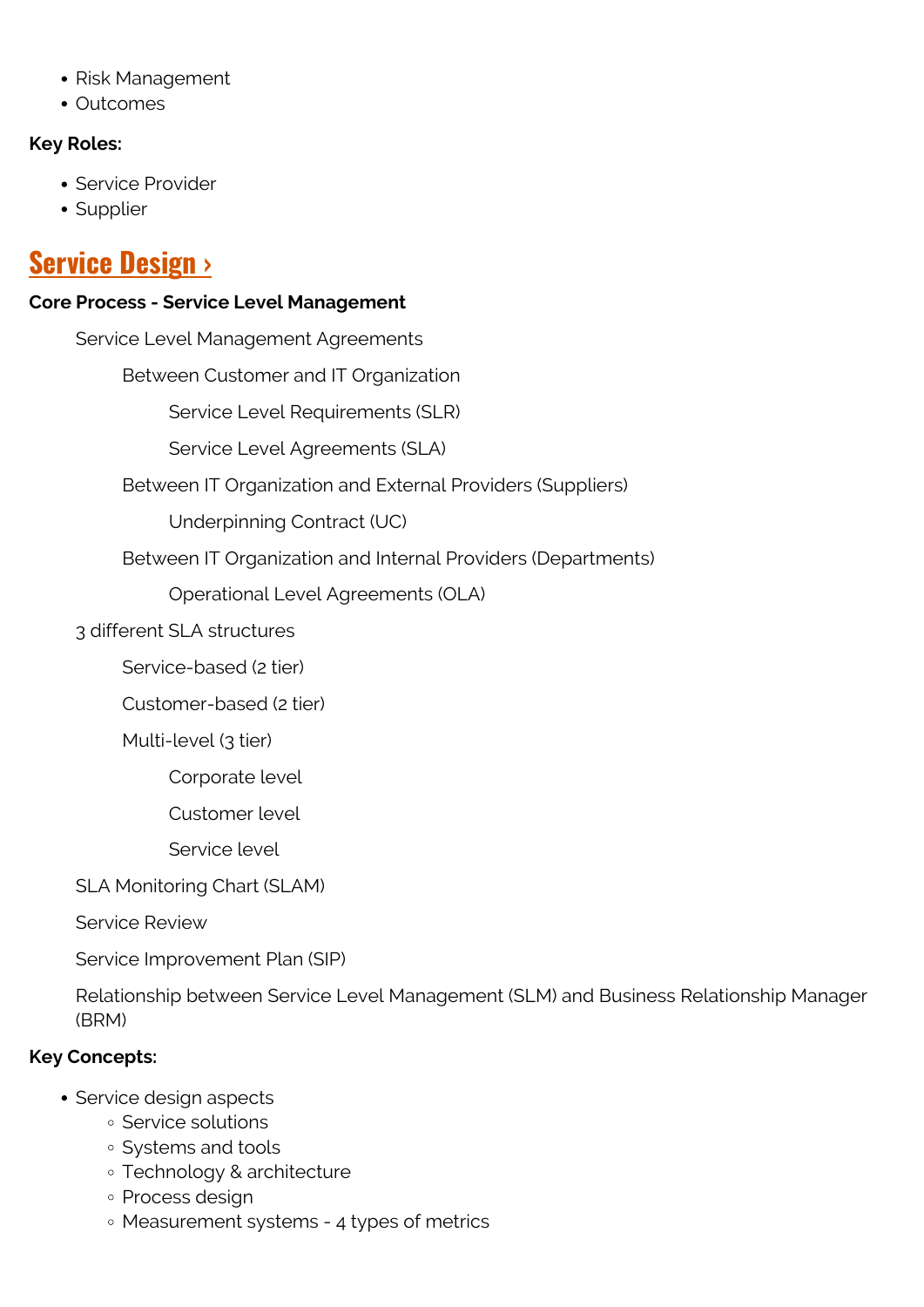- Risk Management
- Outcomes

**Key Roles:**

- Service Provider
- Supplier

## Service Design ›

**Core Process - Service Level Management**

- Service Level Management Agreements
  - Between Customer and IT Organization
    - Service Level Requirements (SLR)
    - Service Level Agreements (SLA)
  - Between IT Organization and External Providers (Suppliers)
    - Underpinning Contract (UC)
  - Between IT Organization and Internal Providers (Departments)
    - Operational Level Agreements (OLA)
- 3 different SLA structures
  - Service-based (2 tier)
  - Customer-based (2 tier)
  - Multi-level (3 tier)
    - Corporate level
    - Customer level
    - Service level
- SLA Monitoring Chart (SLAM)
- Service Review
- Service Improvement Plan (SIP)
- Relationship between Service Level Management (SLM) and Business Relationship Manager (BRM)

**Key Concepts:**

- Service design aspects
  - Service solutions
  - Systems and tools
  - Technology & architecture
  - Process design
  - Measurement systems - 4 types of metrics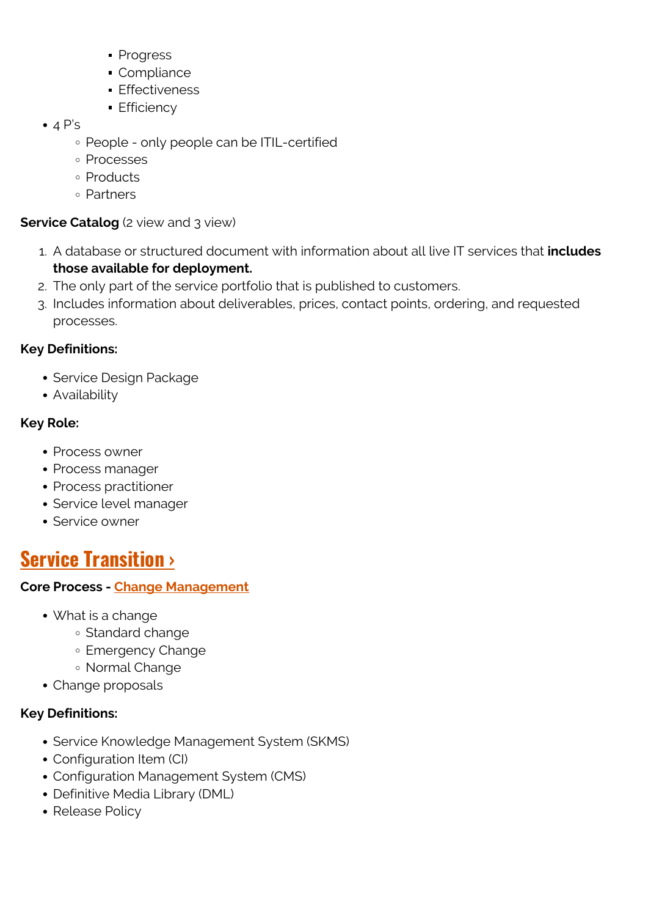- Progress
        - Compliance
        - Effectiveness
        - Efficiency
- 4 P's
    - People - only people can be ITIL-certified
    - Processes
    - Products
    - Partners

**Service Catalog** (2 view and 3 view)

1. A database or structured document with information about all live IT services that **includes those available for deployment.**
2. The only part of the service portfolio that is published to customers.
3. Includes information about deliverables, prices, contact points, ordering, and requested processes.

**Key Definitions:**

- Service Design Package
- Availability

**Key Role:**

- Process owner
- Process manager
- Process practitioner
- Service level manager
- Service owner

## Service Transition ›

**Core Process - Change Management**

- What is a change
    - Standard change
    - Emergency Change
    - Normal Change
- Change proposals

**Key Definitions:**

- Service Knowledge Management System (SKMS)
- Configuration Item (CI)
- Configuration Management System (CMS)
- Definitive Media Library (DML)
- Release Policy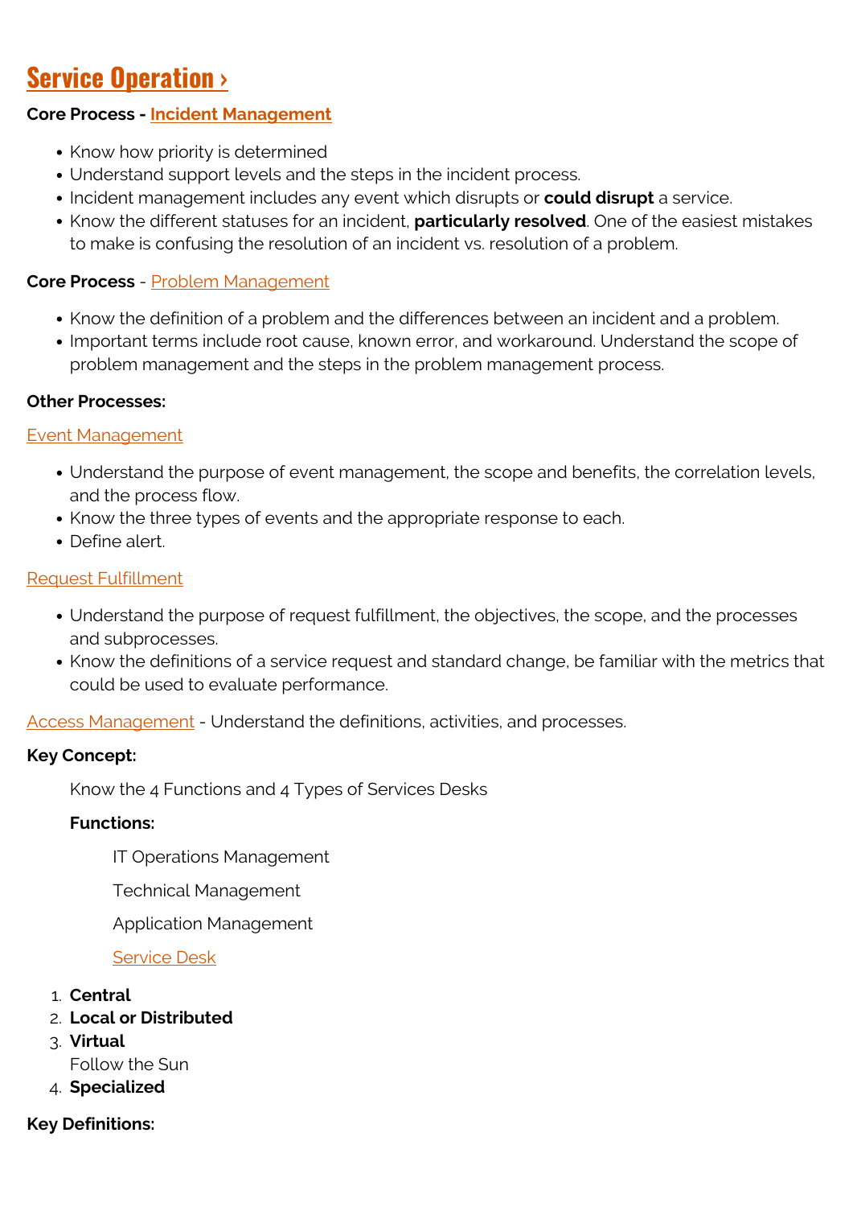## Service Operation ›

**Core Process - Incident Management**

- Know how priority is determined
- Understand support levels and the steps in the incident process.
- Incident management includes any event which disrupts or **could disrupt** a service.
- Know the different statuses for an incident, **particularly resolved**. One of the easiest mistakes to make is confusing the resolution of an incident vs. resolution of a problem.

**Core Process** - Problem Management

- Know the definition of a problem and the differences between an incident and a problem.
- Important terms include root cause, known error, and workaround. Understand the scope of problem management and the steps in the problem management process.

**Other Processes:**

Event Management

- Understand the purpose of event management, the scope and benefits, the correlation levels, and the process flow.
- Know the three types of events and the appropriate response to each.
- Define alert.

Request Fulfillment

- Understand the purpose of request fulfillment, the objectives, the scope, and the processes and subprocesses.
- Know the definitions of a service request and standard change, be familiar with the metrics that could be used to evaluate performance.

Access Management - Understand the definitions, activities, and processes.

**Key Concept:**

Know the 4 Functions and 4 Types of Services Desks

**Functions:**

IT Operations Management

Technical Management

Application Management

Service Desk

1. **Central**
2. **Local or Distributed**
3. **Virtual**
   Follow the Sun
4. **Specialized**

**Key Definitions:**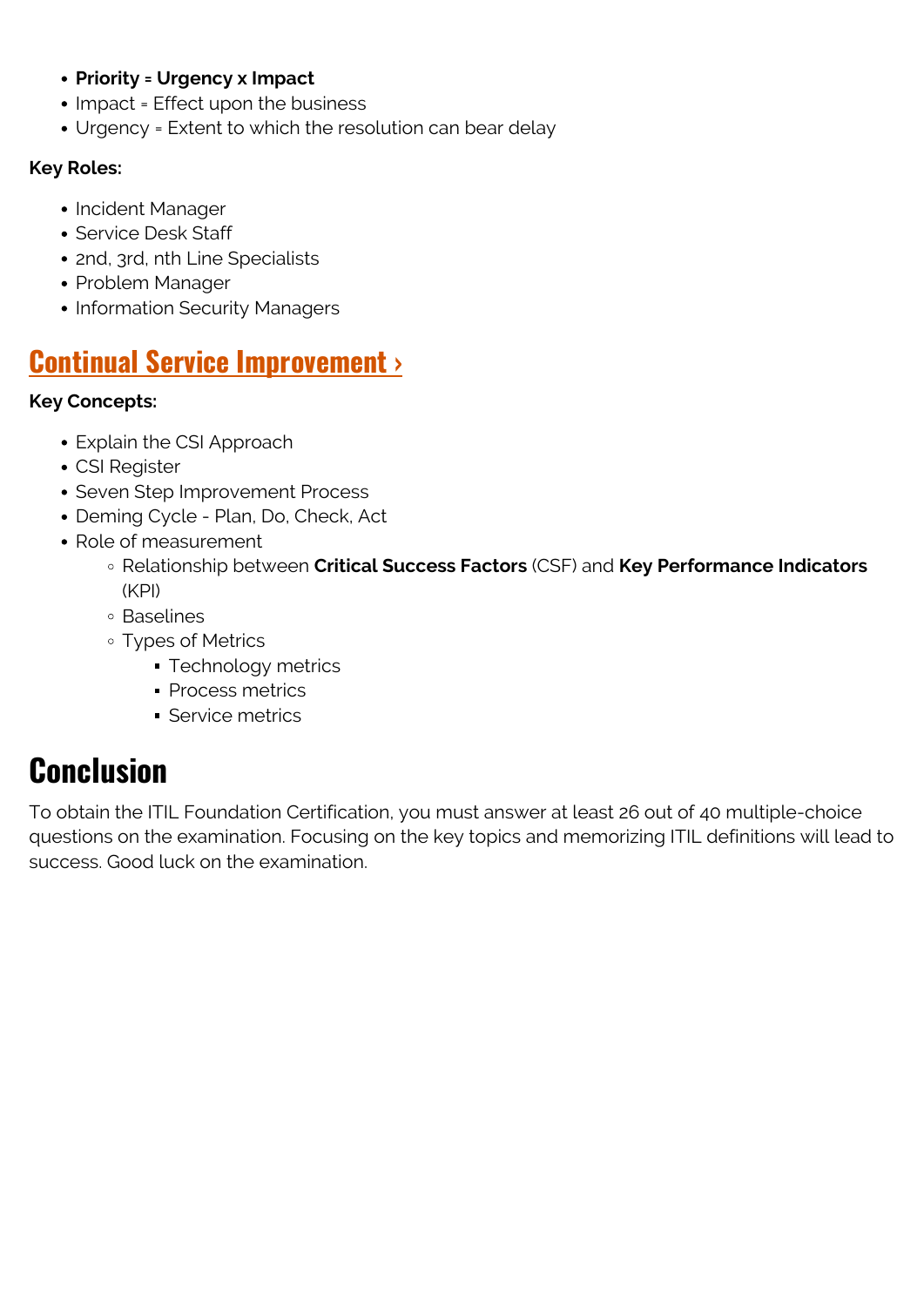- **Priority = Urgency x Impact**
- Impact = Effect upon the business
- Urgency = Extent to which the resolution can bear delay

**Key Roles:**

- Incident Manager
- Service Desk Staff
- 2nd, 3rd, nth Line Specialists
- Problem Manager
- Information Security Managers

## Continual Service Improvement ›

**Key Concepts:**

- Explain the CSI Approach
- CSI Register
- Seven Step Improvement Process
- Deming Cycle - Plan, Do, Check, Act
- Role of measurement
  - Relationship between **Critical Success Factors** (CSF) and **Key Performance Indicators** (KPI)
  - Baselines
  - Types of Metrics
    - Technology metrics
    - Process metrics
    - Service metrics

# Conclusion

To obtain the ITIL Foundation Certification, you must answer at least 26 out of 40 multiple-choice questions on the examination. Focusing on the key topics and memorizing ITIL definitions will lead to success. Good luck on the examination.